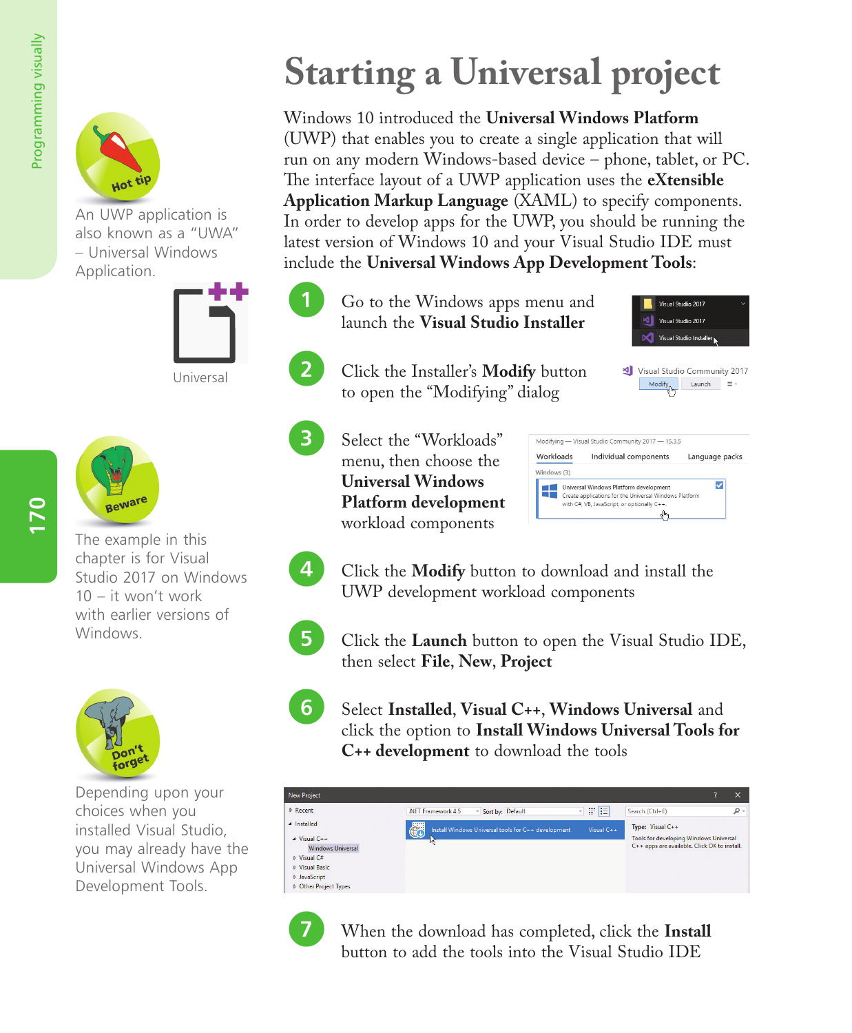# Starting a Universal project

Windows 10 introduced the **Universal Windows Platform** (UWP) that enables you to create a single application that will run on any modern Windows-based device – phone, tablet, or PC. The interface layout of a UWP application uses the **eXtensible Application Markup Language** (XAML) to specify components. In order to develop apps for the UWP, you should be running the latest version of Windows 10 and your Visual Studio IDE must include the **Universal Windows App Development Tools**:

1. Go to the Windows apps menu and launch the **Visual Studio Installer**

2. Click the Installer's **Modify** button to open the "Modifying" dialog

3. Select the "Workloads" menu, then choose the **Universal Windows Platform development** workload components

4. Click the **Modify** button to download and install the UWP development workload components

5. Click the **Launch** button to open the Visual Studio IDE, then select **File**, **New**, **Project**

6. Select **Installed**, **Visual C++**, **Windows Universal** and click the option to **Install Windows Universal Tools for C++ development** to download the tools

7. When the download has completed, click the **Install** button to add the tools into the Visual Studio IDE

**Hot tip**

An UWP application is also known as a "UWA" – Universal Windows Application.

Universal

**Beware**

The example in this chapter is for Visual Studio 2017 on Windows 10 – it won't work with earlier versions of Windows.

**Don't forget**

Depending upon your choices when you installed Visual Studio, you may already have the Universal Windows App Development Tools.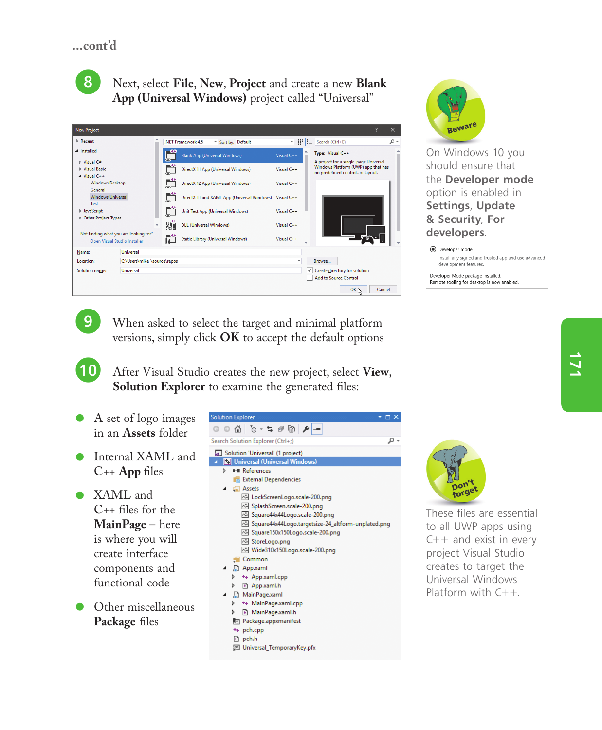...cont'd

8. Next, select **File**, **New**, **Project** and create a new **Blank App (Universal Windows)** project called "Universal"

9. When asked to select the target and minimal platform versions, simply click **OK** to accept the default options

10. After Visual Studio creates the new project, select **View**, **Solution Explorer** to examine the generated files:

- A set of logo images in an **Assets** folder
- Internal XAML and C++ **App** files
- XAML and C++ files for the **MainPage** – here is where you will create interface components and functional code
- Other miscellaneous **Package** files

**Beware**

On Windows 10 you should ensure that the **Developer mode** option is enabled in **Settings**, **Update & Security**, **For developers**.

**Don't forget**

These files are essential to all UWP apps using C++ and exist in every project Visual Studio creates to target the Universal Windows Platform with C++.